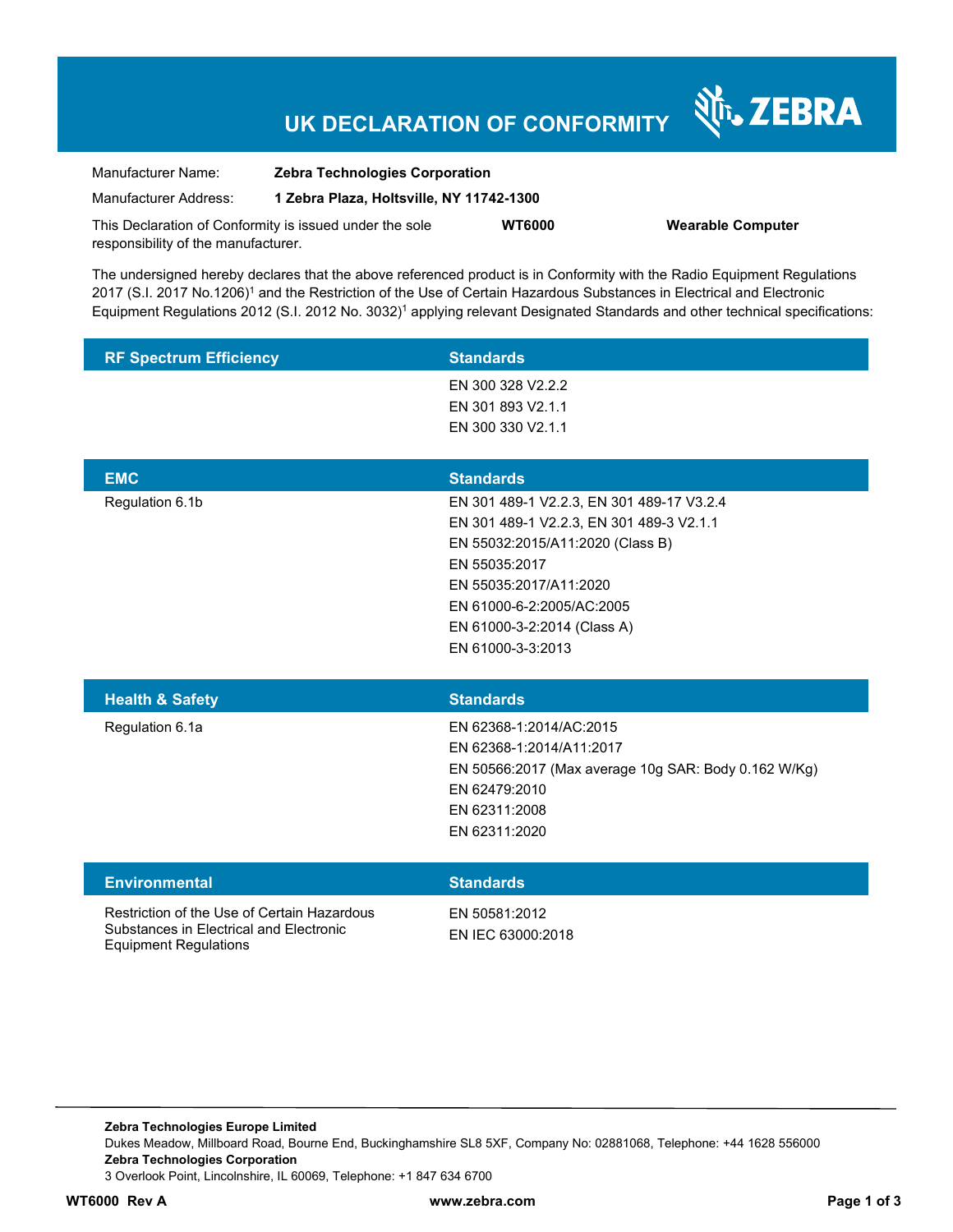# UK DECLARATION OF CONFORMITY

ZEBRA

| | |
|---|---|
| Manufacturer Name: | **Zebra Technologies Corporation** |
| Manufacturer Address: | **1 Zebra Plaza, Holtsville, NY 11742-1300** |

This Declaration of Conformity is issued under the sole responsibility of the manufacturer. **WT6000** **Wearable Computer**

The undersigned hereby declares that the above referenced product is in Conformity with the Radio Equipment Regulations 2017 (S.I. 2017 No.1206)[1] and the Restriction of the Use of Certain Hazardous Substances in Electrical and Electronic Equipment Regulations 2012 (S.I. 2012 No. 3032)[1] applying relevant Designated Standards and other technical specifications:

| RF Spectrum Efficiency | Standards |
|---|---|
| | EN 300 328 V2.2.2<br>EN 301 893 V2.1.1<br>EN 300 330 V2.1.1 |

| EMC | Standards |
|---|---|
| Regulation 6.1b | EN 301 489-1 V2.2.3, EN 301 489-17 V3.2.4<br>EN 301 489-1 V2.2.3, EN 301 489-3 V2.1.1<br>EN 55032:2015/A11:2020 (Class B)<br>EN 55035:2017<br>EN 55035:2017/A11:2020<br>EN 61000-6-2:2005/AC:2005<br>EN 61000-3-2:2014 (Class A)<br>EN 61000-3-3:2013 |

| Health & Safety | Standards |
|---|---|
| Regulation 6.1a | EN 62368-1:2014/AC:2015<br>EN 62368-1:2014/A11:2017<br>EN 50566:2017 (Max average 10g SAR: Body 0.162 W/Kg)<br>EN 62479:2010<br>EN 62311:2008<br>EN 62311:2020 |

| Environmental | Standards |
|---|---|
| Restriction of the Use of Certain Hazardous Substances in Electrical and Electronic Equipment Regulations | EN 50581:2012<br>EN IEC 63000:2018 |

**Zebra Technologies Europe Limited**
Dukes Meadow, Millboard Road, Bourne End, Buckinghamshire SL8 5XF, Company No: 02881068, Telephone: +44 1628 556000
**Zebra Technologies Corporation**
3 Overlook Point, Lincolnshire, IL 60069, Telephone: +1 847 634 6700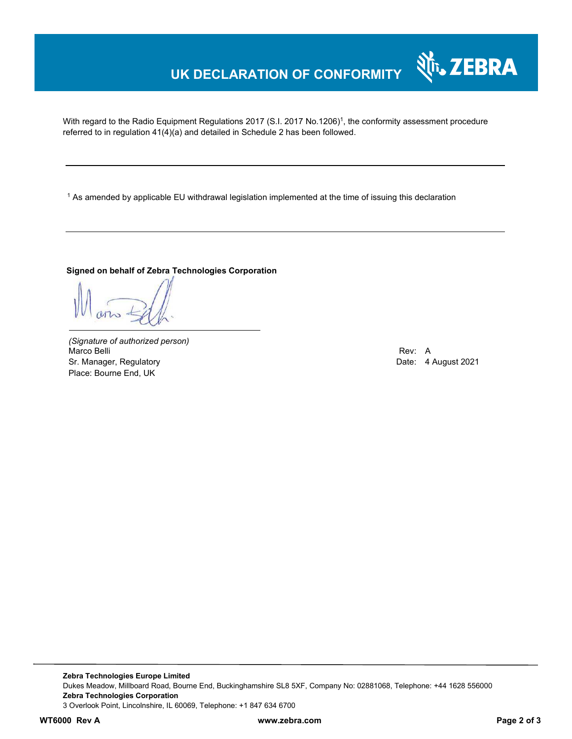# UK DECLARATION OF CONFORMITY

With regard to the Radio Equipment Regulations 2017 (S.I. 2017 No.1206)[1], the conformity assessment procedure referred to in regulation 41(4)(a) and detailed in Schedule 2 has been followed.

---

[1] As amended by applicable EU withdrawal legislation implemented at the time of issuing this declaration

---

**Signed on behalf of Zebra Technologies Corporation**

*(Signature of authorized person)*
Marco Belli
Sr. Manager, Regulatory
Place: Bourne End, UK

Rev: A
Date: 4 August 2021

**Zebra Technologies Europe Limited**
Dukes Meadow, Millboard Road, Bourne End, Buckinghamshire SL8 5XF, Company No: 02881068, Telephone: +44 1628 556000
**Zebra Technologies Corporation**
3 Overlook Point, Lincolnshire, IL 60069, Telephone: +1 847 634 6700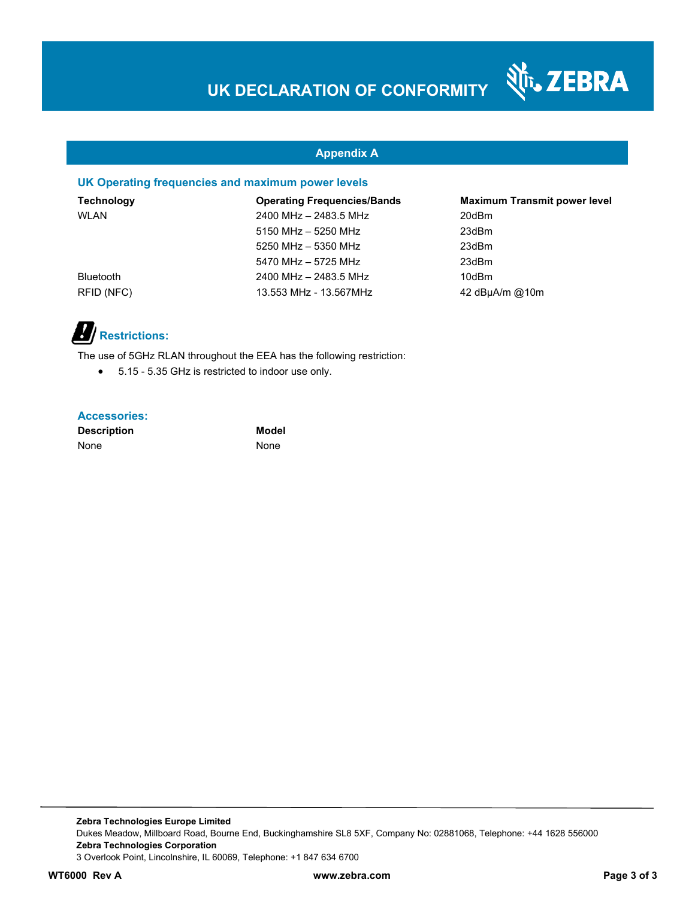# UK DECLARATION OF CONFORMITY

## Appendix A

### UK Operating frequencies and maximum power levels

| Technology | Operating Frequencies/Bands | Maximum Transmit power level |
|---|---|---|
| WLAN | 2400 MHz – 2483.5 MHz | 20dBm |
| | 5150 MHz – 5250 MHz | 23dBm |
| | 5250 MHz – 5350 MHz | 23dBm |
| | 5470 MHz – 5725 MHz | 23dBm |
| Bluetooth | 2400 MHz – 2483.5 MHz | 10dBm |
| RFID (NFC) | 13.553 MHz - 13.567MHz | 42 dBµA/m @10m |

### Restrictions:

The use of 5GHz RLAN throughout the EEA has the following restriction:

- 5.15 - 5.35 GHz is restricted to indoor use only.

### Accessories:

| Description | Model |
|---|---|
| None | None |

**Zebra Technologies Europe Limited**
Dukes Meadow, Millboard Road, Bourne End, Buckinghamshire SL8 5XF, Company No: 02881068, Telephone: +44 1628 556000
**Zebra Technologies Corporation**
3 Overlook Point, Lincolnshire, IL 60069, Telephone: +1 847 634 6700

**WT6000 Rev A** **www.zebra.com**